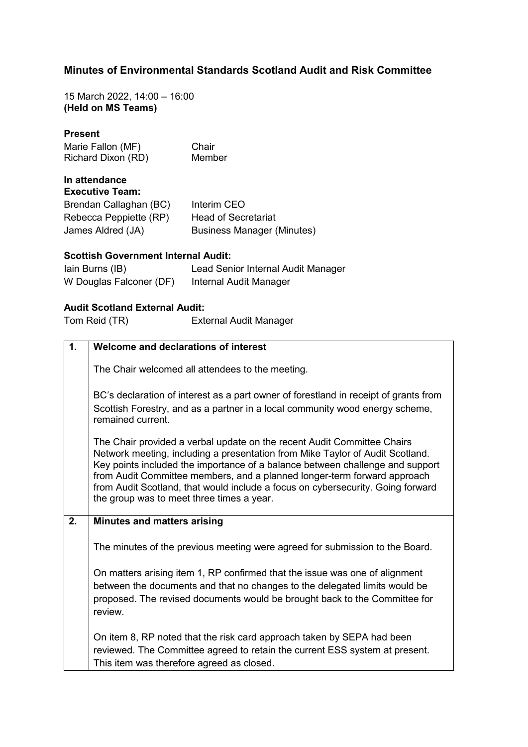# Minutes of Environmental Standards Scotland Audit and Risk Committee

15 March 2022, 14:00 – 16:00
**(Held on MS Teams)**

**Present**

| | |
|---|---|
| Marie Fallon (MF) | Chair |
| Richard Dixon (RD) | Member |

**In attendance**
**Executive Team:**

| | |
|---|---|
| Brendan Callaghan (BC) | Interim CEO |
| Rebecca Peppiette (RP) | Head of Secretariat |
| James Aldred (JA) | Business Manager (Minutes) |

**Scottish Government Internal Audit:**

| | |
|---|---|
| Iain Burns (IB) | Lead Senior Internal Audit Manager |
| W Douglas Falconer (DF) | Internal Audit Manager |

**Audit Scotland External Audit:**

| | |
|---|---|
| Tom Reid (TR) | External Audit Manager |

| | |
|---|---|
| **1.** | **Welcome and declarations of interest**<br><br>The Chair welcomed all attendees to the meeting.<br><br>BC's declaration of interest as a part owner of forestland in receipt of grants from Scottish Forestry, and as a partner in a local community wood energy scheme, remained current.<br><br>The Chair provided a verbal update on the recent Audit Committee Chairs Network meeting, including a presentation from Mike Taylor of Audit Scotland. Key points included the importance of a balance between challenge and support from Audit Committee members, and a planned longer-term forward approach from Audit Scotland, that would include a focus on cybersecurity. Going forward the group was to meet three times a year. |
| **2.** | **Minutes and matters arising**<br><br>The minutes of the previous meeting were agreed for submission to the Board.<br><br>On matters arising item 1, RP confirmed that the issue was one of alignment between the documents and that no changes to the delegated limits would be proposed. The revised documents would be brought back to the Committee for review.<br><br>On item 8, RP noted that the risk card approach taken by SEPA had been reviewed. The Committee agreed to retain the current ESS system at present. This item was therefore agreed as closed. |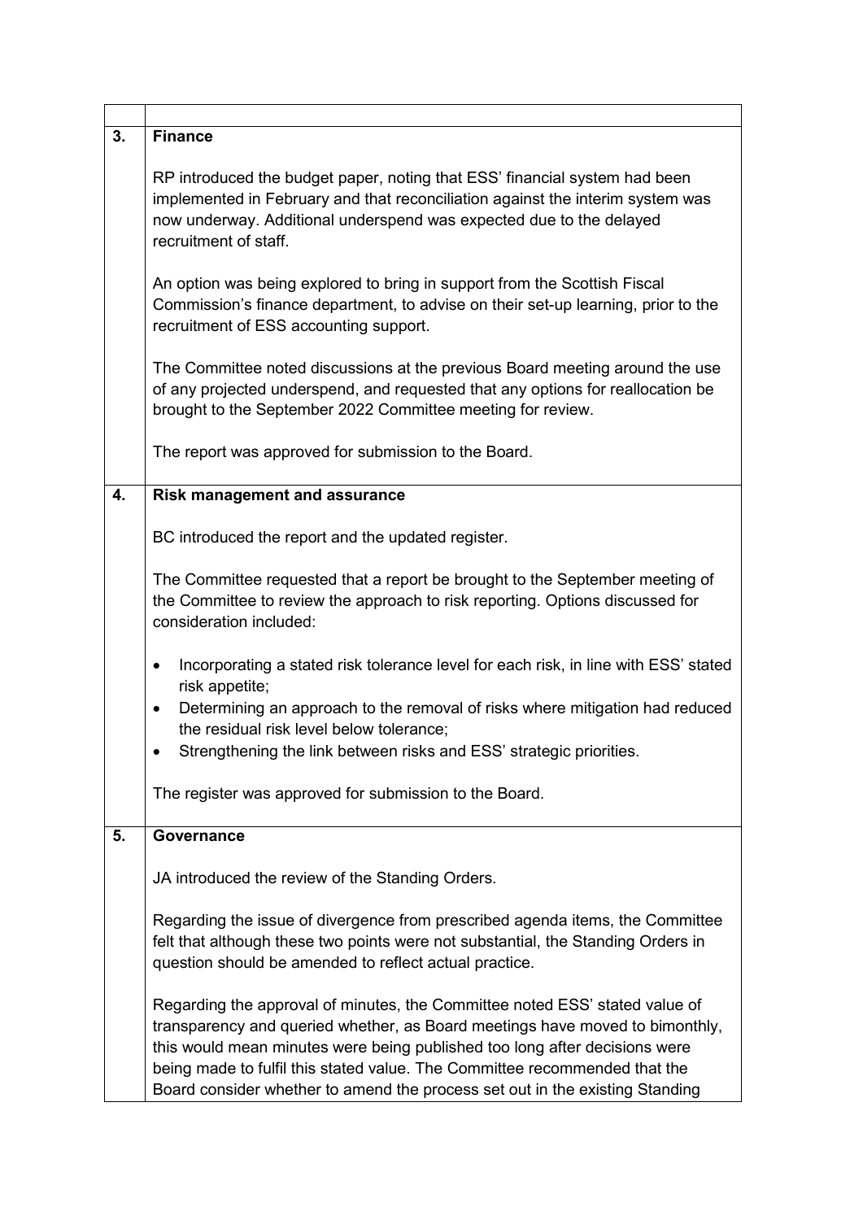| | |
|---|---|
| **3.** | **Finance**<br><br>RP introduced the budget paper, noting that ESS' financial system had been implemented in February and that reconciliation against the interim system was now underway. Additional underspend was expected due to the delayed recruitment of staff.<br><br>An option was being explored to bring in support from the Scottish Fiscal Commission's finance department, to advise on their set-up learning, prior to the recruitment of ESS accounting support.<br><br>The Committee noted discussions at the previous Board meeting around the use of any projected underspend, and requested that any options for reallocation be brought to the September 2022 Committee meeting for review.<br><br>The report was approved for submission to the Board. |
| **4.** | **Risk management and assurance**<br><br>BC introduced the report and the updated register.<br><br>The Committee requested that a report be brought to the September meeting of the Committee to review the approach to risk reporting. Options discussed for consideration included:<br><br>• Incorporating a stated risk tolerance level for each risk, in line with ESS' stated risk appetite;<br>• Determining an approach to the removal of risks where mitigation had reduced the residual risk level below tolerance;<br>• Strengthening the link between risks and ESS' strategic priorities.<br><br>The register was approved for submission to the Board. |
| **5.** | **Governance**<br><br>JA introduced the review of the Standing Orders.<br><br>Regarding the issue of divergence from prescribed agenda items, the Committee felt that although these two points were not substantial, the Standing Orders in question should be amended to reflect actual practice.<br><br>Regarding the approval of minutes, the Committee noted ESS' stated value of transparency and queried whether, as Board meetings have moved to bimonthly, this would mean minutes were being published too long after decisions were being made to fulfil this stated value. The Committee recommended that the Board consider whether to amend the process set out in the existing Standing |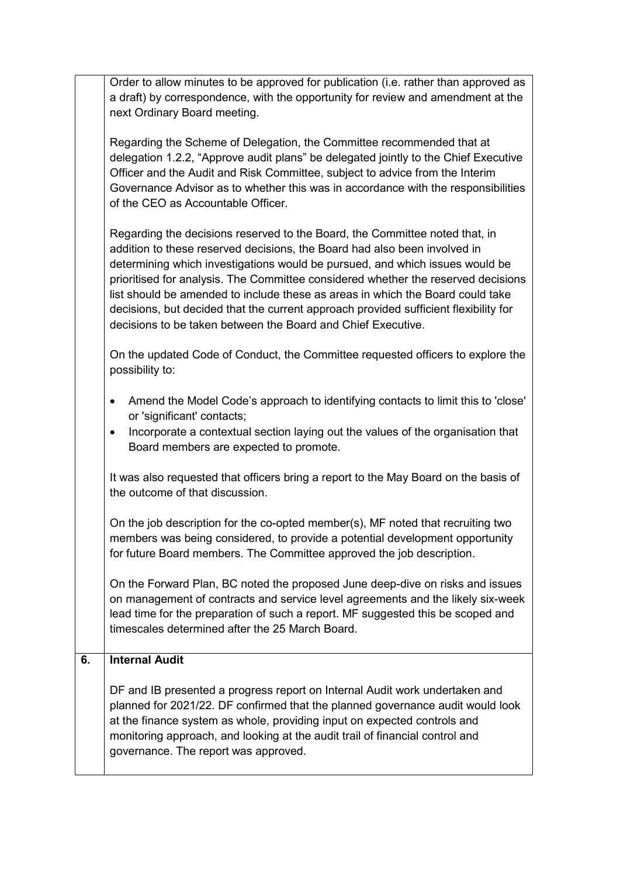| | |
|---|---|
| | Order to allow minutes to be approved for publication (i.e. rather than approved as a draft) by correspondence, with the opportunity for review and amendment at the next Ordinary Board meeting.<br><br>Regarding the Scheme of Delegation, the Committee recommended that at delegation 1.2.2, “Approve audit plans” be delegated jointly to the Chief Executive Officer and the Audit and Risk Committee, subject to advice from the Interim Governance Advisor as to whether this was in accordance with the responsibilities of the CEO as Accountable Officer.<br><br>Regarding the decisions reserved to the Board, the Committee noted that, in addition to these reserved decisions, the Board had also been involved in determining which investigations would be pursued, and which issues would be prioritised for analysis. The Committee considered whether the reserved decisions list should be amended to include these as areas in which the Board could take decisions, but decided that the current approach provided sufficient flexibility for decisions to be taken between the Board and Chief Executive.<br><br>On the updated Code of Conduct, the Committee requested officers to explore the possibility to:<br><br>• Amend the Model Code’s approach to identifying contacts to limit this to 'close' or 'significant' contacts;<br>• Incorporate a contextual section laying out the values of the organisation that Board members are expected to promote.<br><br>It was also requested that officers bring a report to the May Board on the basis of the outcome of that discussion.<br><br>On the job description for the co-opted member(s), MF noted that recruiting two members was being considered, to provide a potential development opportunity for future Board members. The Committee approved the job description.<br><br>On the Forward Plan, BC noted the proposed June deep-dive on risks and issues on management of contracts and service level agreements and the likely six-week lead time for the preparation of such a report. MF suggested this be scoped and timescales determined after the 25 March Board. |
| **6.** | **Internal Audit**<br><br>DF and IB presented a progress report on Internal Audit work undertaken and planned for 2021/22. DF confirmed that the planned governance audit would look at the finance system as whole, providing input on expected controls and monitoring approach, and looking at the audit trail of financial control and governance. The report was approved. |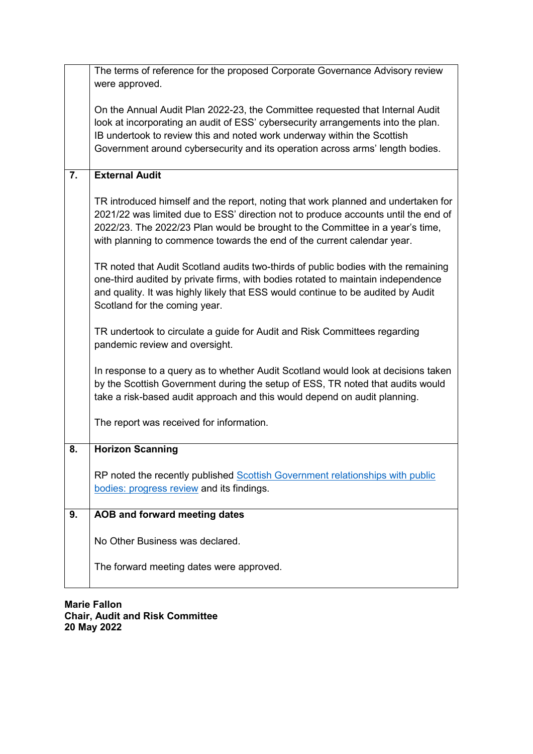| | |
|---|---|
| | The terms of reference for the proposed Corporate Governance Advisory review were approved.<br><br>On the Annual Audit Plan 2022-23, the Committee requested that Internal Audit look at incorporating an audit of ESS' cybersecurity arrangements into the plan. IB undertook to review this and noted work underway within the Scottish Government around cybersecurity and its operation across arms' length bodies. |
| **7.** | **External Audit**<br><br>TR introduced himself and the report, noting that work planned and undertaken for 2021/22 was limited due to ESS' direction not to produce accounts until the end of 2022/23. The 2022/23 Plan would be brought to the Committee in a year's time, with planning to commence towards the end of the current calendar year.<br><br>TR noted that Audit Scotland audits two-thirds of public bodies with the remaining one-third audited by private firms, with bodies rotated to maintain independence and quality. It was highly likely that ESS would continue to be audited by Audit Scotland for the coming year.<br><br>TR undertook to circulate a guide for Audit and Risk Committees regarding pandemic review and oversight.<br><br>In response to a query as to whether Audit Scotland would look at decisions taken by the Scottish Government during the setup of ESS, TR noted that audits would take a risk-based audit approach and this would depend on audit planning.<br><br>The report was received for information. |
| **8.** | **Horizon Scanning**<br><br>RP noted the recently published Scottish Government relationships with public bodies: progress review and its findings. |
| **9.** | **AOB and forward meeting dates**<br><br>No Other Business was declared.<br><br>The forward meeting dates were approved. |

**Marie Fallon**
**Chair, Audit and Risk Committee**
**20 May 2022**